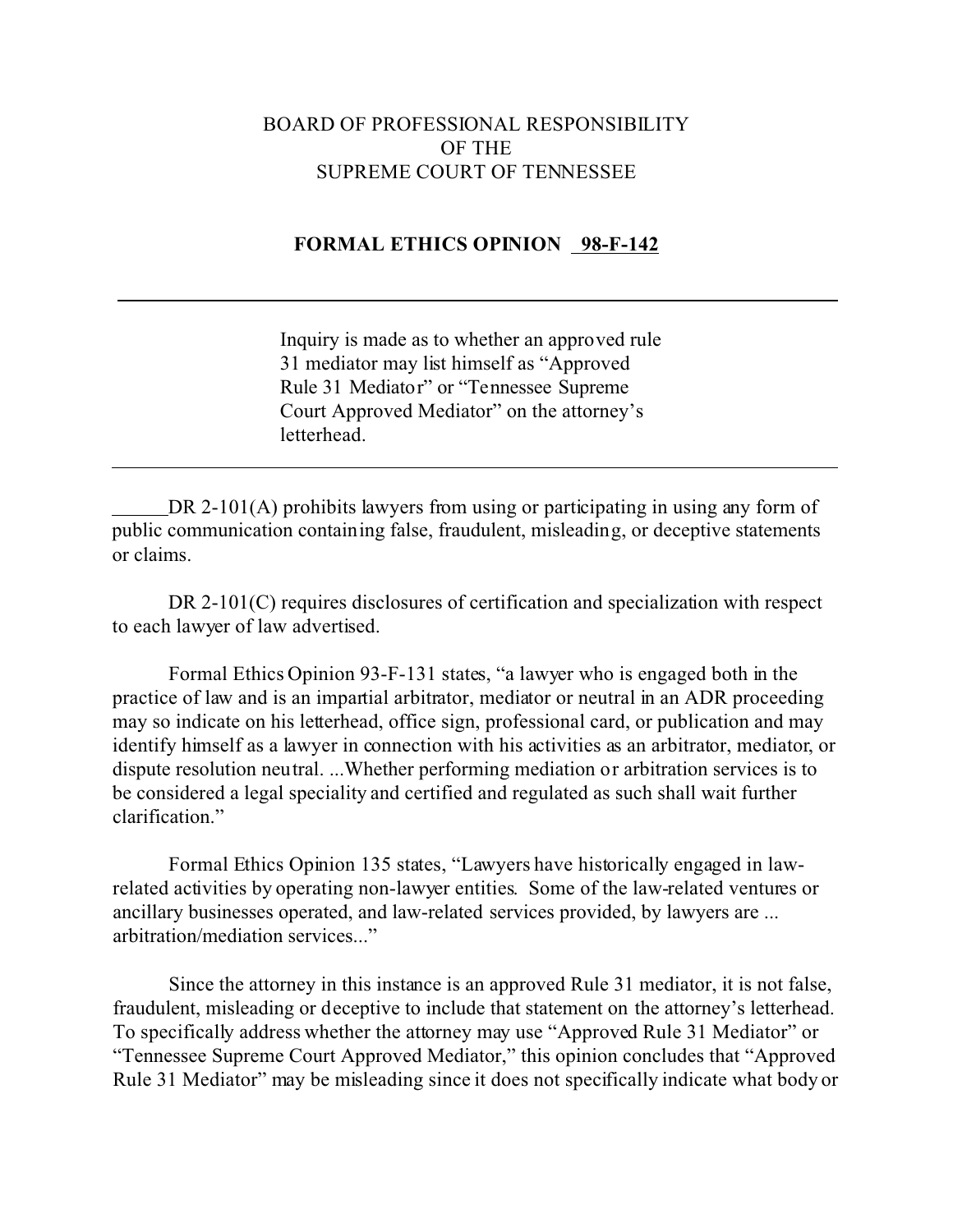BOARD OF PROFESSIONAL RESPONSIBILITY
OF THE
SUPREME COURT OF TENNESSEE

**FORMAL ETHICS OPINION 98-F-142**

---

Inquiry is made as to whether an approved rule 31 mediator may list himself as "Approved Rule 31 Mediator" or "Tennessee Supreme Court Approved Mediator" on the attorney's letterhead.

---

DR 2-101(A) prohibits lawyers from using or participating in using any form of public communication containing false, fraudulent, misleading, or deceptive statements or claims.

DR 2-101(C) requires disclosures of certification and specialization with respect to each lawyer of law advertised.

Formal Ethics Opinion 93-F-131 states, "a lawyer who is engaged both in the practice of law and is an impartial arbitrator, mediator or neutral in an ADR proceeding may so indicate on his letterhead, office sign, professional card, or publication and may identify himself as a lawyer in connection with his activities as an arbitrator, mediator, or dispute resolution neutral. ...Whether performing mediation or arbitration services is to be considered a legal speciality and certified and regulated as such shall wait further clarification."

Formal Ethics Opinion 135 states, "Lawyers have historically engaged in law-related activities by operating non-lawyer entities. Some of the law-related ventures or ancillary businesses operated, and law-related services provided, by lawyers are ... arbitration/mediation services..."

Since the attorney in this instance is an approved Rule 31 mediator, it is not false, fraudulent, misleading or deceptive to include that statement on the attorney's letterhead. To specifically address whether the attorney may use "Approved Rule 31 Mediator" or "Tennessee Supreme Court Approved Mediator," this opinion concludes that "Approved Rule 31 Mediator" may be misleading since it does not specifically indicate what body or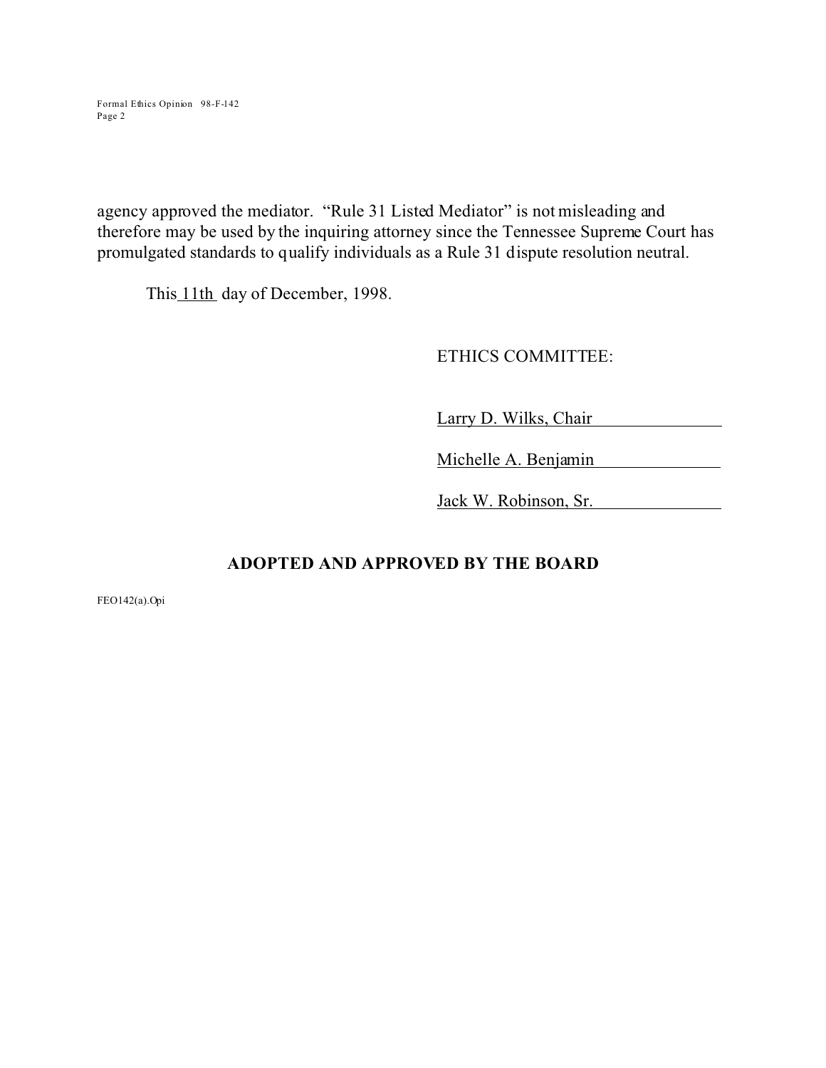agency approved the mediator. "Rule 31 Listed Mediator" is not misleading and therefore may be used by the inquiring attorney since the Tennessee Supreme Court has promulgated standards to qualify individuals as a Rule 31 dispute resolution neutral.

This 11th day of December, 1998.

ETHICS COMMITTEE:

Larry D. Wilks, Chair

Michelle A. Benjamin

Jack W. Robinson, Sr.

**ADOPTED AND APPROVED BY THE BOARD**

FEO142(a).Opi